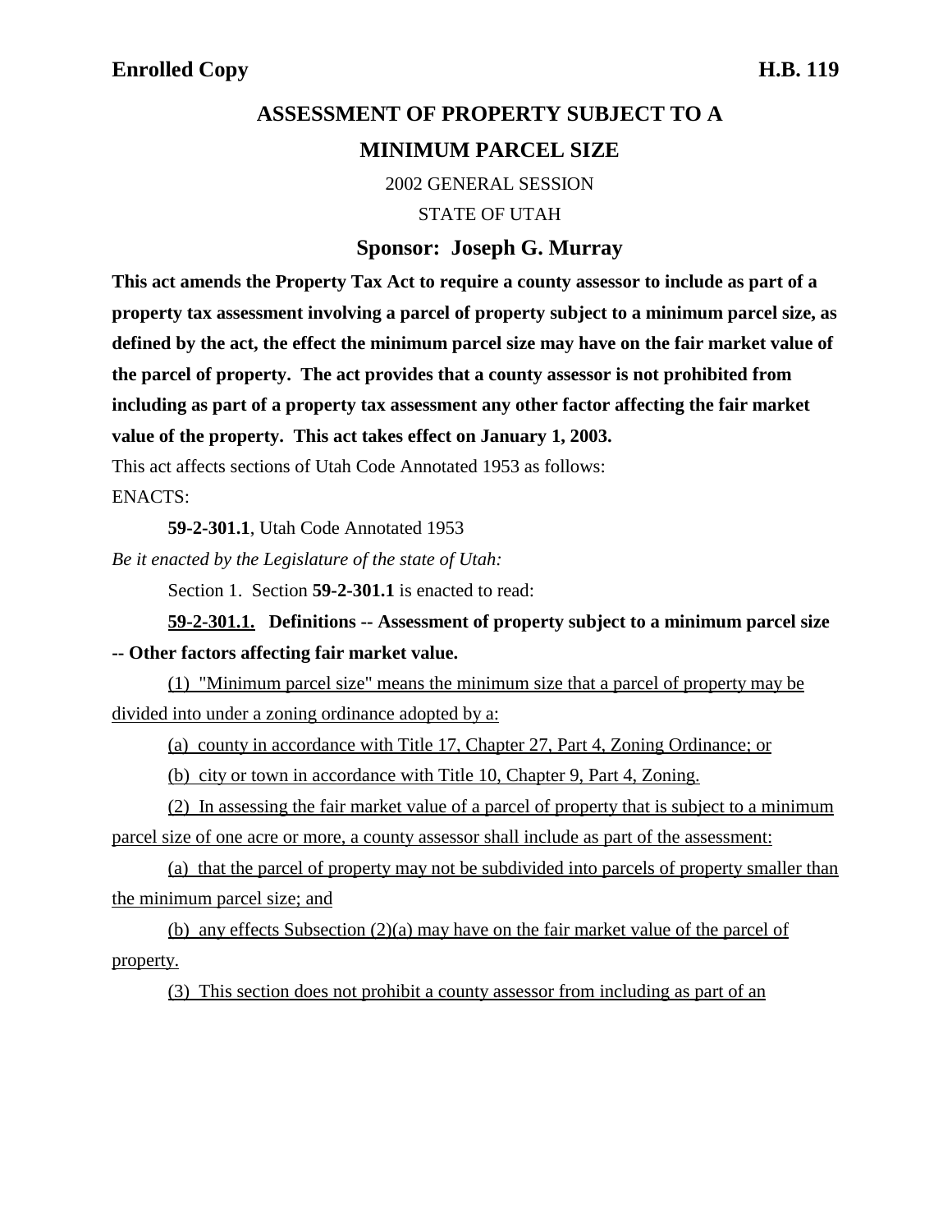**Enrolled Copy** **H.B. 119**

# ASSESSMENT OF PROPERTY SUBJECT TO A MINIMUM PARCEL SIZE

2002 GENERAL SESSION

STATE OF UTAH

## Sponsor: Joseph G. Murray

**This act amends the Property Tax Act to require a county assessor to include as part of a property tax assessment involving a parcel of property subject to a minimum parcel size, as defined by the act, the effect the minimum parcel size may have on the fair market value of the parcel of property. The act provides that a county assessor is not prohibited from including as part of a property tax assessment any other factor affecting the fair market value of the property. This act takes effect on January 1, 2003.**

This act affects sections of Utah Code Annotated 1953 as follows:

ENACTS:

**59-2-301.1**, Utah Code Annotated 1953

*Be it enacted by the Legislature of the state of Utah:*

Section 1. Section **59-2-301.1** is enacted to read:

**59-2-301.1. Definitions -- Assessment of property subject to a minimum parcel size -- Other factors affecting fair market value.**

(1) "Minimum parcel size" means the minimum size that a parcel of property may be divided into under a zoning ordinance adopted by a:

(a) county in accordance with Title 17, Chapter 27, Part 4, Zoning Ordinance; or

(b) city or town in accordance with Title 10, Chapter 9, Part 4, Zoning.

(2) In assessing the fair market value of a parcel of property that is subject to a minimum parcel size of one acre or more, a county assessor shall include as part of the assessment:

(a) that the parcel of property may not be subdivided into parcels of property smaller than the minimum parcel size; and

(b) any effects Subsection (2)(a) may have on the fair market value of the parcel of property.

(3) This section does not prohibit a county assessor from including as part of an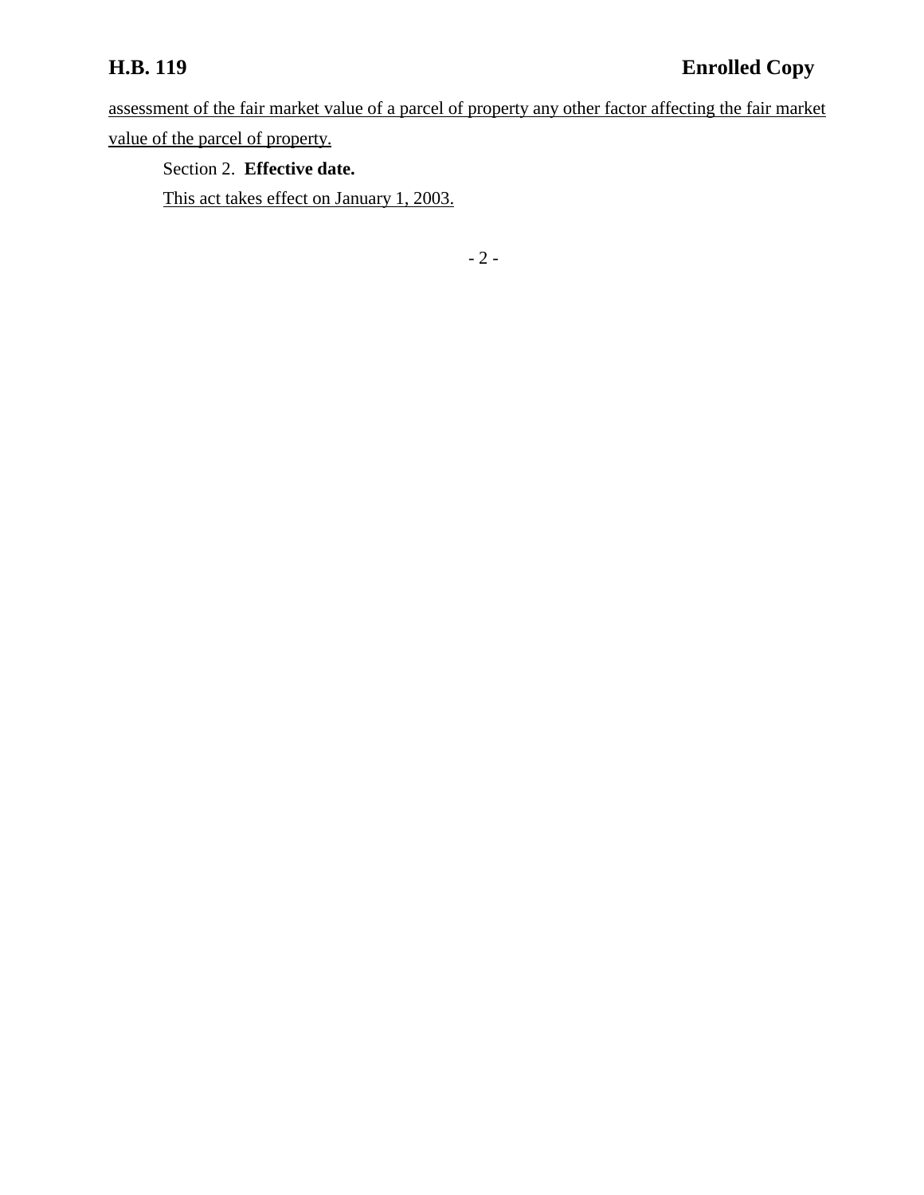assessment of the fair market value of a parcel of property any other factor affecting the fair market value of the parcel of property.

Section 2. **Effective date.**

This act takes effect on January 1, 2003.